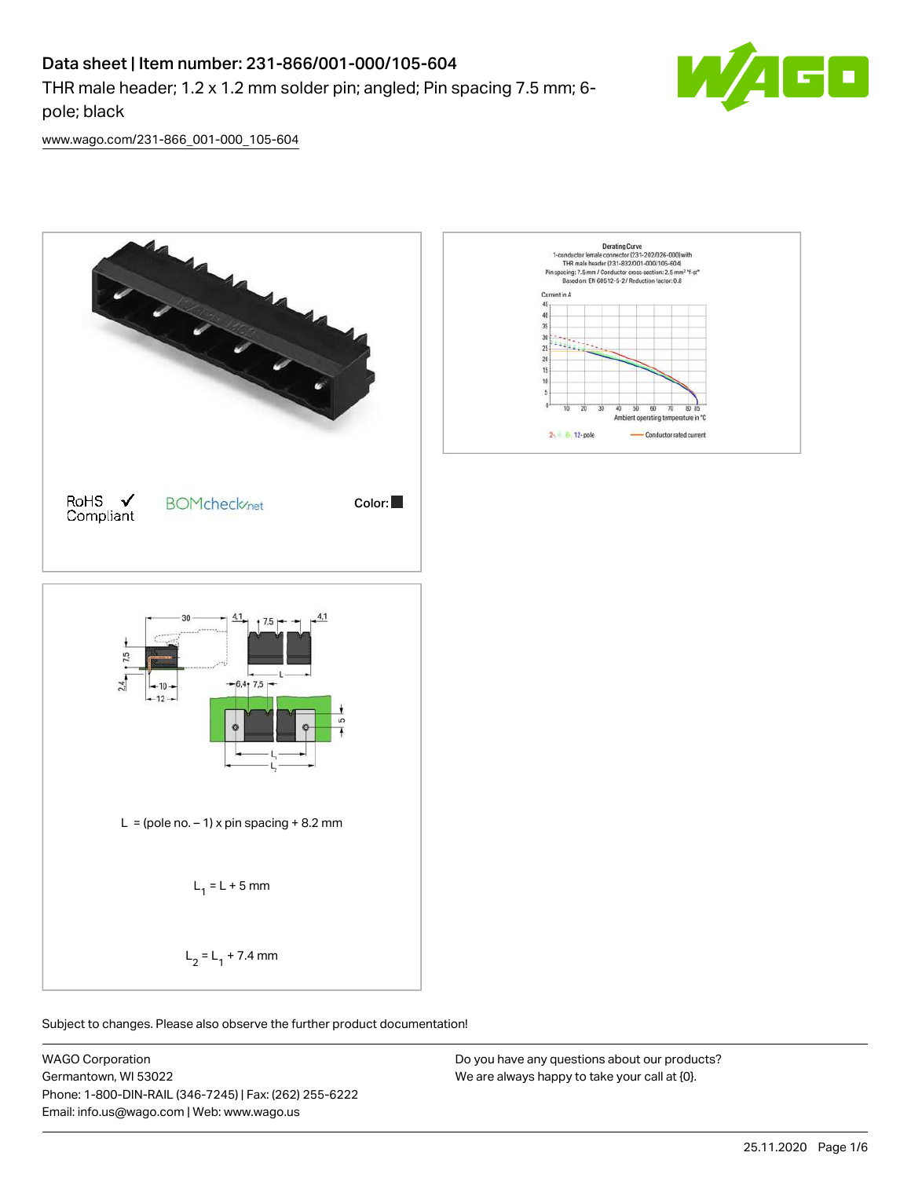# Data sheet | Item number: 231-866/001-000/105-604

THR male header; 1.2 x 1.2 mm solder pin; angled; Pin spacing 7.5 mm; 6-pole; black

www.wago.com/231-866_001-000_105-604

RoHS ✓ Compliant

BOMcheck.net

Color: ■

L = (pole no. – 1) x pin spacing + 8.2 mm

$L_1$ = L + 5 mm

$L_2$ = $L_1$ + 7.4 mm

Subject to changes. Please also observe the further product documentation!

WAGO Corporation
Germantown, WI 53022
Phone: 1-800-DIN-RAIL (346-7245) | Fax: (262) 255-6222
Email: info.us@wago.com | Web: www.wago.us

Do you have any questions about our products?
We are always happy to take your call at {0}.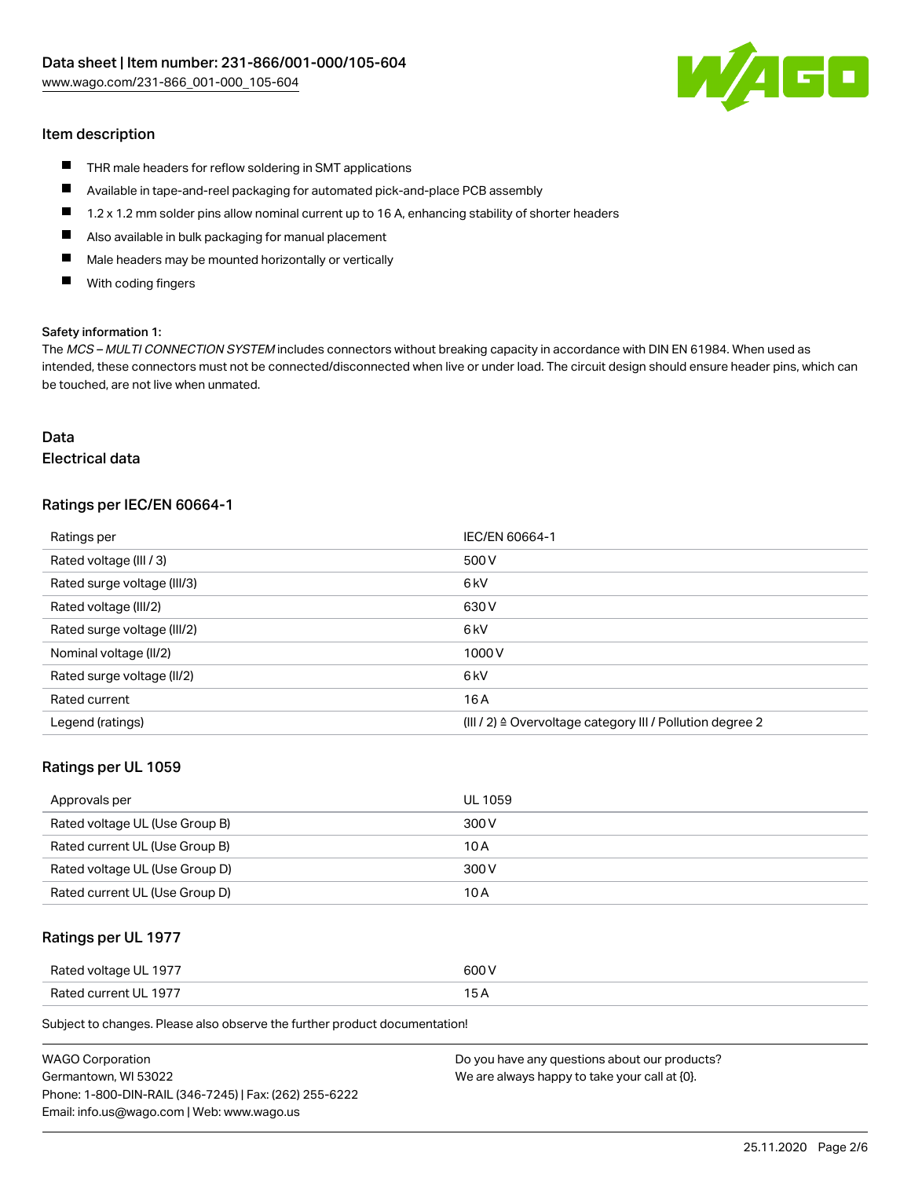## Item description

- THR male headers for reflow soldering in SMT applications
- Available in tape-and-reel packaging for automated pick-and-place PCB assembly
- 1.2 x 1.2 mm solder pins allow nominal current up to 16 A, enhancing stability of shorter headers
- Also available in bulk packaging for manual placement
- Male headers may be mounted horizontally or vertically
- With coding fingers

**Safety information 1:**
The *MCS – MULTI CONNECTION SYSTEM* includes connectors without breaking capacity in accordance with DIN EN 61984. When used as intended, these connectors must not be connected/disconnected when live or under load. The circuit design should ensure header pins, which can be touched, are not live when unmated.

## Data
### Electrical data

#### Ratings per IEC/EN 60664-1

| Ratings per | IEC/EN 60664-1 |
| --- | --- |
| Rated voltage (III / 3) | 500 V |
| Rated surge voltage (III/3) | 6 kV |
| Rated voltage (III/2) | 630 V |
| Rated surge voltage (III/2) | 6 kV |
| Nominal voltage (II/2) | 1000 V |
| Rated surge voltage (II/2) | 6 kV |
| Rated current | 16 A |
| Legend (ratings) | (III / 2) ≙ Overvoltage category III / Pollution degree 2 |

#### Ratings per UL 1059

| Approvals per | UL 1059 |
| --- | --- |
| Rated voltage UL (Use Group B) | 300 V |
| Rated current UL (Use Group B) | 10 A |
| Rated voltage UL (Use Group D) | 300 V |
| Rated current UL (Use Group D) | 10 A |

#### Ratings per UL 1977

| Rated voltage UL 1977 | 600 V |
| --- | --- |
| Rated current UL 1977 | 15 A |

Subject to changes. Please also observe the further product documentation!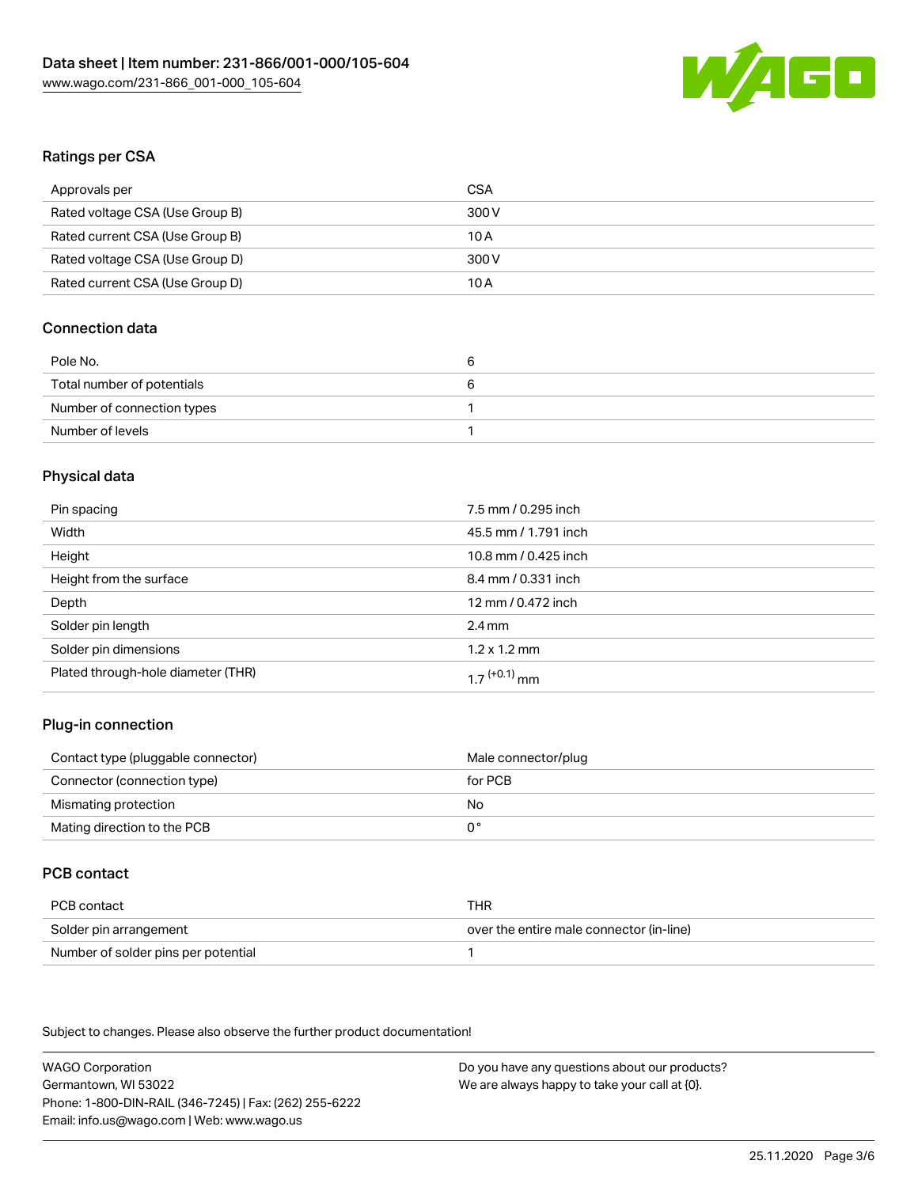## Ratings per CSA

| Approvals per | CSA |
| --- | --- |
| Rated voltage CSA (Use Group B) | 300 V |
| Rated current CSA (Use Group B) | 10 A |
| Rated voltage CSA (Use Group D) | 300 V |
| Rated current CSA (Use Group D) | 10 A |

## Connection data

| Pole No. | 6 |
| --- | --- |
| Total number of potentials | 6 |
| Number of connection types | 1 |
| Number of levels | 1 |

## Physical data

| Pin spacing | 7.5 mm / 0.295 inch |
| --- | --- |
| Width | 45.5 mm / 1.791 inch |
| Height | 10.8 mm / 0.425 inch |
| Height from the surface | 8.4 mm / 0.331 inch |
| Depth | 12 mm / 0.472 inch |
| Solder pin length | 2.4 mm |
| Solder pin dimensions | 1.2 x 1.2 mm |
| Plated through-hole diameter (THR) | $1.7^{(+0.1)}$ mm |

## Plug-in connection

| Contact type (pluggable connector) | Male connector/plug |
| --- | --- |
| Connector (connection type) | for PCB |
| Mismating protection | No |
| Mating direction to the PCB | 0 ° |

## PCB contact

| PCB contact | THR |
| --- | --- |
| Solder pin arrangement | over the entire male connector (in-line) |
| Number of solder pins per potential | 1 |

Subject to changes. Please also observe the further product documentation!

WAGO Corporation
Germantown, WI 53022
Phone: 1-800-DIN-RAIL (346-7245) | Fax: (262) 255-6222
Email: info.us@wago.com | Web: www.wago.us

Do you have any questions about our products?
We are always happy to take your call at {0}.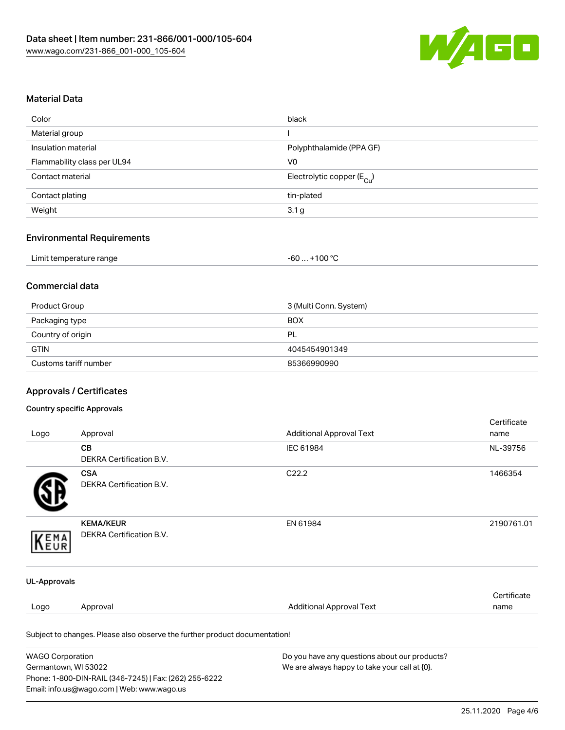## Material Data

| | |
|---|---|
| Color | black |
| Material group | I |
| Insulation material | Polyphthalamide (PPA GF) |
| Flammability class per UL94 | V0 |
| Contact material | Electrolytic copper ($E_{Cu}$) |
| Contact plating | tin-plated |
| Weight | 3.1 g |

## Environmental Requirements

| | |
|---|---|
| Limit temperature range | -60 … +100 °C |

## Commercial data

| | |
|---|---|
| Product Group | 3 (Multi Conn. System) |
| Packaging type | BOX |
| Country of origin | PL |
| GTIN | 4045454901349 |
| Customs tariff number | 85366990990 |

## Approvals / Certificates

### Country specific Approvals

| Logo | Approval | Additional Approval Text | Certificate name |
|---|---|---|---|
| | **CB** DEKRA Certification B.V. | IEC 61984 | NL-39756 |
| | **CSA** DEKRA Certification B.V. | C22.2 | 1466354 |
| | **KEMA/KEUR** DEKRA Certification B.V. | EN 61984 | 2190761.01 |

### UL-Approvals

| Logo | Approval | Additional Approval Text | Certificate name |
|---|---|---|---|

Subject to changes. Please also observe the further product documentation!

WAGO Corporation
Germantown, WI 53022
Phone: 1-800-DIN-RAIL (346-7245) | Fax: (262) 255-6222
Email: info.us@wago.com | Web: www.wago.us

Do you have any questions about our products?
We are always happy to take your call at {0}.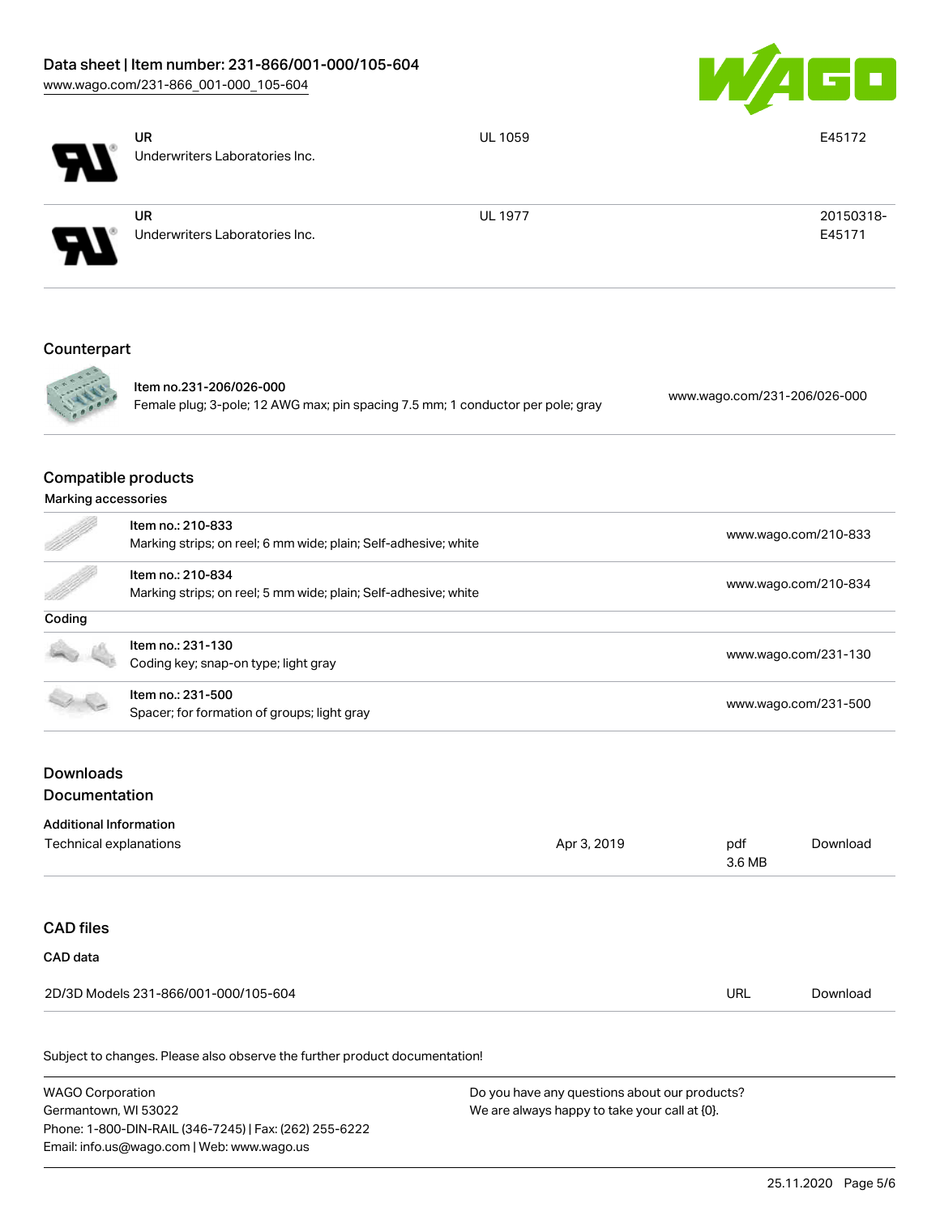| | | | |
|---|---|---|---|
| | **UR**<br>Underwriters Laboratories Inc. | UL 1059 | E45172 |
| | **UR**<br>Underwriters Laboratories Inc. | UL 1977 | 20150318-E45171 |

## Counterpart

| | | |
|---|---|---|
| | Item no.231-206/026-000<br>Female plug; 3-pole; 12 AWG max; pin spacing 7.5 mm; 1 conductor per pole; gray | www.wago.com/231-206/026-000 |

## Compatible products

### Marking accessories

| | | |
|---|---|---|
| | Item no.: 210-833<br>Marking strips; on reel; 6 mm wide; plain; Self-adhesive; white | www.wago.com/210-833 |
| | Item no.: 210-834<br>Marking strips; on reel; 5 mm wide; plain; Self-adhesive; white | www.wago.com/210-834 |

### Coding

| | | |
|---|---|---|
| | Item no.: 231-130<br>Coding key; snap-on type; light gray | www.wago.com/231-130 |
| | Item no.: 231-500<br>Spacer; for formation of groups; light gray | www.wago.com/231-500 |

## Downloads

## Documentation

### Additional Information

| | | | |
|---|---|---|---|
| Technical explanations | Apr 3, 2019 | pdf<br>3.6 MB | Download |

## CAD files

### CAD data

| | | |
|---|---|---|
| 2D/3D Models 231-866/001-000/105-604 | URL | Download |

Subject to changes. Please also observe the further product documentation!

WAGO Corporation
Germantown, WI 53022
Phone: 1-800-DIN-RAIL (346-7245) | Fax: (262) 255-6222
Email: info.us@wago.com | Web: www.wago.us

Do you have any questions about our products?
We are always happy to take your call at {0}.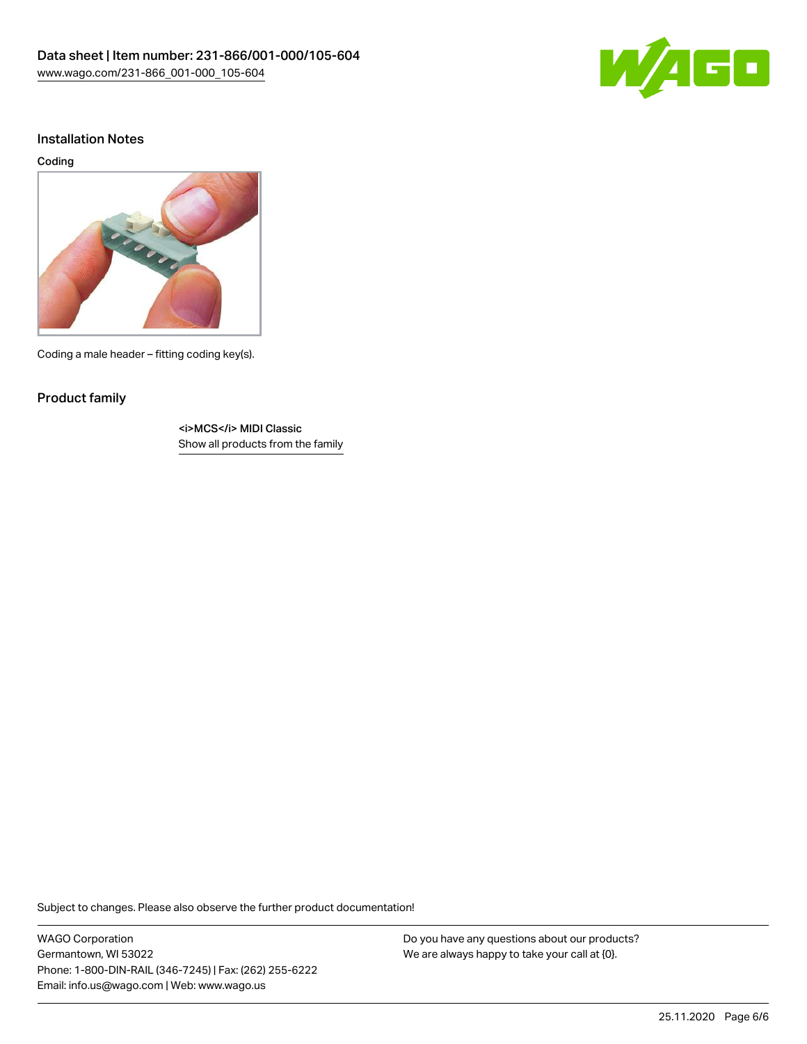## Installation Notes

### Coding

Coding a male header – fitting coding key(s).

## Product family

<i>MCS</i> MIDI Classic
Show all products from the family

Subject to changes. Please also observe the further product documentation!

WAGO Corporation
Germantown, WI 53022
Phone: 1-800-DIN-RAIL (346-7245) | Fax: (262) 255-6222
Email: info.us@wago.com | Web: www.wago.us

Do you have any questions about our products?
We are always happy to take your call at {0}.